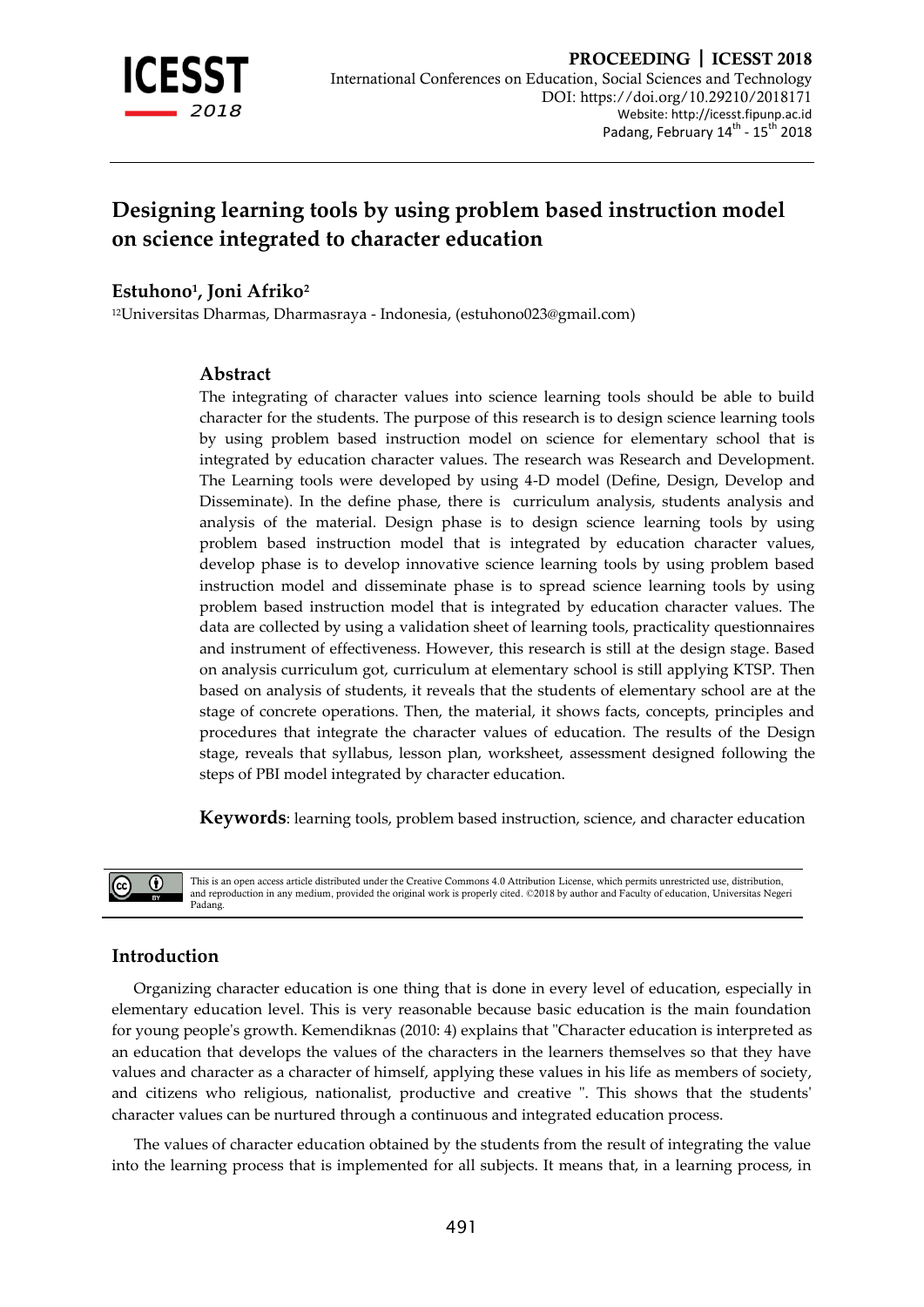# Designing learning tools by using problem based instruction model on science integrated to character education

**Estuhono[1], Joni Afriko[2]**

[12]Universitas Dharmas, Dharmasraya - Indonesia, (estuhono023@gmail.com)

## Abstract

The integrating of character values into science learning tools should be able to build character for the students. The purpose of this research is to design science learning tools by using problem based instruction model on science for elementary school that is integrated by education character values. The research was Research and Development. The Learning tools were developed by using 4-D model (Define, Design, Develop and Disseminate). In the define phase, there is curriculum analysis, students analysis and analysis of the material. Design phase is to design science learning tools by using problem based instruction model that is integrated by education character values, develop phase is to develop innovative science learning tools by using problem based instruction model and disseminate phase is to spread science learning tools by using problem based instruction model that is integrated by education character values. The data are collected by using a validation sheet of learning tools, practicality questionnaires and instrument of effectiveness. However, this research is still at the design stage. Based on analysis curriculum got, curriculum at elementary school is still applying KTSP. Then based on analysis of students, it reveals that the students of elementary school are at the stage of concrete operations. Then, the material, it shows facts, concepts, principles and procedures that integrate the character values of education. The results of the Design stage, reveals that syllabus, lesson plan, worksheet, assessment designed following the steps of PBI model integrated by character education.

**Keywords**: learning tools, problem based instruction, science, and character education

This is an open access article distributed under the Creative Commons 4.0 Attribution License, which permits unrestricted use, distribution, and reproduction in any medium, provided the original work is properly cited. ©2018 by author and Faculty of education, Universitas Negeri Padang.

## Introduction

Organizing character education is one thing that is done in every level of education, especially in elementary education level. This is very reasonable because basic education is the main foundation for young people's growth. Kemendiknas (2010: 4) explains that "Character education is interpreted as an education that develops the values of the characters in the learners themselves so that they have values and character as a character of himself, applying these values in his life as members of society, and citizens who religious, nationalist, productive and creative ". This shows that the students' character values can be nurtured through a continuous and integrated education process.

The values of character education obtained by the students from the result of integrating the value into the learning process that is implemented for all subjects. It means that, in a learning process, in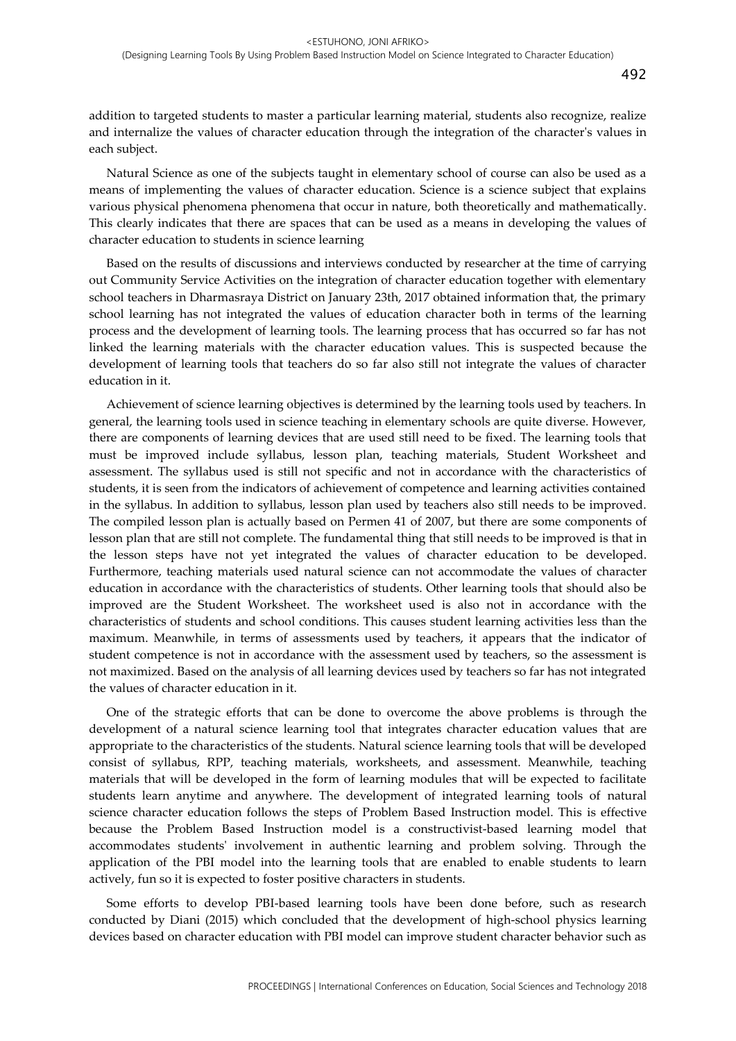addition to targeted students to master a particular learning material, students also recognize, realize and internalize the values of character education through the integration of the character's values in each subject.

Natural Science as one of the subjects taught in elementary school of course can also be used as a means of implementing the values of character education. Science is a science subject that explains various physical phenomena phenomena that occur in nature, both theoretically and mathematically. This clearly indicates that there are spaces that can be used as a means in developing the values of character education to students in science learning

Based on the results of discussions and interviews conducted by researcher at the time of carrying out Community Service Activities on the integration of character education together with elementary school teachers in Dharmasraya District on January 23th, 2017 obtained information that, the primary school learning has not integrated the values of education character both in terms of the learning process and the development of learning tools. The learning process that has occurred so far has not linked the learning materials with the character education values. This is suspected because the development of learning tools that teachers do so far also still not integrate the values of character education in it.

Achievement of science learning objectives is determined by the learning tools used by teachers. In general, the learning tools used in science teaching in elementary schools are quite diverse. However, there are components of learning devices that are used still need to be fixed. The learning tools that must be improved include syllabus, lesson plan, teaching materials, Student Worksheet and assessment. The syllabus used is still not specific and not in accordance with the characteristics of students, it is seen from the indicators of achievement of competence and learning activities contained in the syllabus. In addition to syllabus, lesson plan used by teachers also still needs to be improved. The compiled lesson plan is actually based on Permen 41 of 2007, but there are some components of lesson plan that are still not complete. The fundamental thing that still needs to be improved is that in the lesson steps have not yet integrated the values of character education to be developed. Furthermore, teaching materials used natural science can not accommodate the values of character education in accordance with the characteristics of students. Other learning tools that should also be improved are the Student Worksheet. The worksheet used is also not in accordance with the characteristics of students and school conditions. This causes student learning activities less than the maximum. Meanwhile, in terms of assessments used by teachers, it appears that the indicator of student competence is not in accordance with the assessment used by teachers, so the assessment is not maximized. Based on the analysis of all learning devices used by teachers so far has not integrated the values of character education in it.

One of the strategic efforts that can be done to overcome the above problems is through the development of a natural science learning tool that integrates character education values that are appropriate to the characteristics of the students. Natural science learning tools that will be developed consist of syllabus, RPP, teaching materials, worksheets, and assessment. Meanwhile, teaching materials that will be developed in the form of learning modules that will be expected to facilitate students learn anytime and anywhere. The development of integrated learning tools of natural science character education follows the steps of Problem Based Instruction model. This is effective because the Problem Based Instruction model is a constructivist-based learning model that accommodates students' involvement in authentic learning and problem solving. Through the application of the PBI model into the learning tools that are enabled to enable students to learn actively, fun so it is expected to foster positive characters in students.

Some efforts to develop PBI-based learning tools have been done before, such as research conducted by Diani (2015) which concluded that the development of high-school physics learning devices based on character education with PBI model can improve student character behavior such as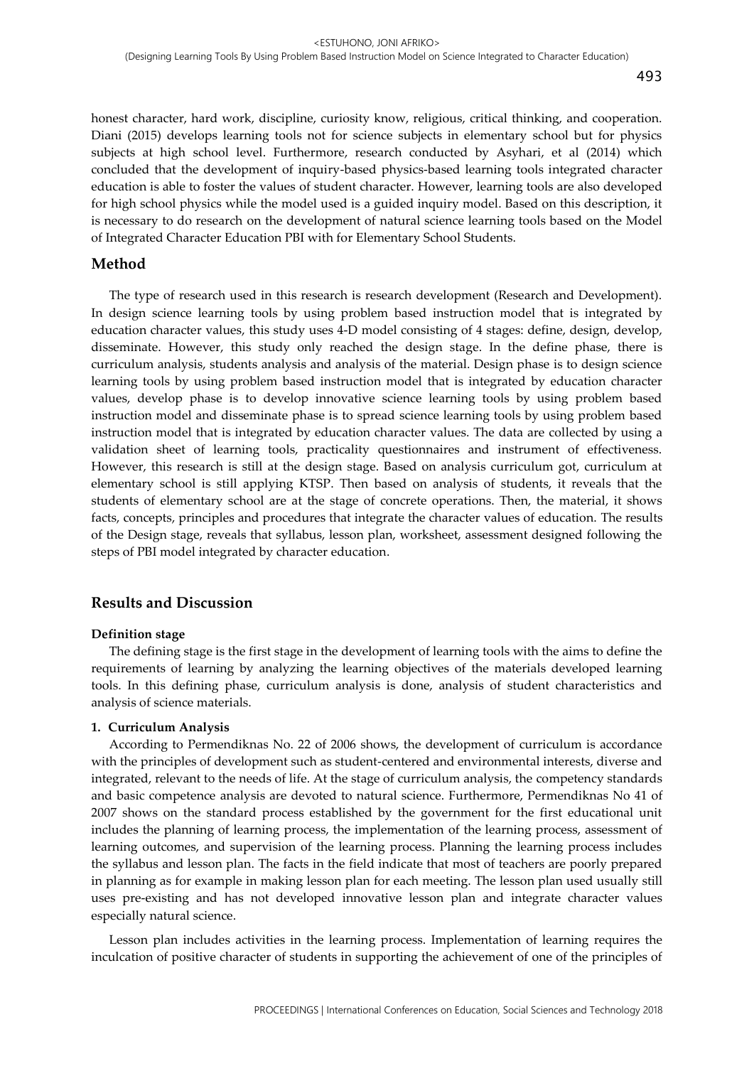honest character, hard work, discipline, curiosity know, religious, critical thinking, and cooperation. Diani (2015) develops learning tools not for science subjects in elementary school but for physics subjects at high school level. Furthermore, research conducted by Asyhari, et al (2014) which concluded that the development of inquiry-based physics-based learning tools integrated character education is able to foster the values of student character. However, learning tools are also developed for high school physics while the model used is a guided inquiry model. Based on this description, it is necessary to do research on the development of natural science learning tools based on the Model of Integrated Character Education PBI with for Elementary School Students.

## Method

The type of research used in this research is research development (Research and Development). In design science learning tools by using problem based instruction model that is integrated by education character values, this study uses 4-D model consisting of 4 stages: define, design, develop, disseminate. However, this study only reached the design stage. In the define phase, there is curriculum analysis, students analysis and analysis of the material. Design phase is to design science learning tools by using problem based instruction model that is integrated by education character values, develop phase is to develop innovative science learning tools by using problem based instruction model and disseminate phase is to spread science learning tools by using problem based instruction model that is integrated by education character values. The data are collected by using a validation sheet of learning tools, practicality questionnaires and instrument of effectiveness. However, this research is still at the design stage. Based on analysis curriculum got, curriculum at elementary school is still applying KTSP. Then based on analysis of students, it reveals that the students of elementary school are at the stage of concrete operations. Then, the material, it shows facts, concepts, principles and procedures that integrate the character values of education. The results of the Design stage, reveals that syllabus, lesson plan, worksheet, assessment designed following the steps of PBI model integrated by character education.

## Results and Discussion

### Definition stage

The defining stage is the first stage in the development of learning tools with the aims to define the requirements of learning by analyzing the learning objectives of the materials developed learning tools. In this defining phase, curriculum analysis is done, analysis of student characteristics and analysis of science materials.

#### 1. Curriculum Analysis

According to Permendiknas No. 22 of 2006 shows, the development of curriculum is accordance with the principles of development such as student-centered and environmental interests, diverse and integrated, relevant to the needs of life. At the stage of curriculum analysis, the competency standards and basic competence analysis are devoted to natural science. Furthermore, Permendiknas No 41 of 2007 shows on the standard process established by the government for the first educational unit includes the planning of learning process, the implementation of the learning process, assessment of learning outcomes, and supervision of the learning process. Planning the learning process includes the syllabus and lesson plan. The facts in the field indicate that most of teachers are poorly prepared in planning as for example in making lesson plan for each meeting. The lesson plan used usually still uses pre-existing and has not developed innovative lesson plan and integrate character values especially natural science.

Lesson plan includes activities in the learning process. Implementation of learning requires the inculcation of positive character of students in supporting the achievement of one of the principles of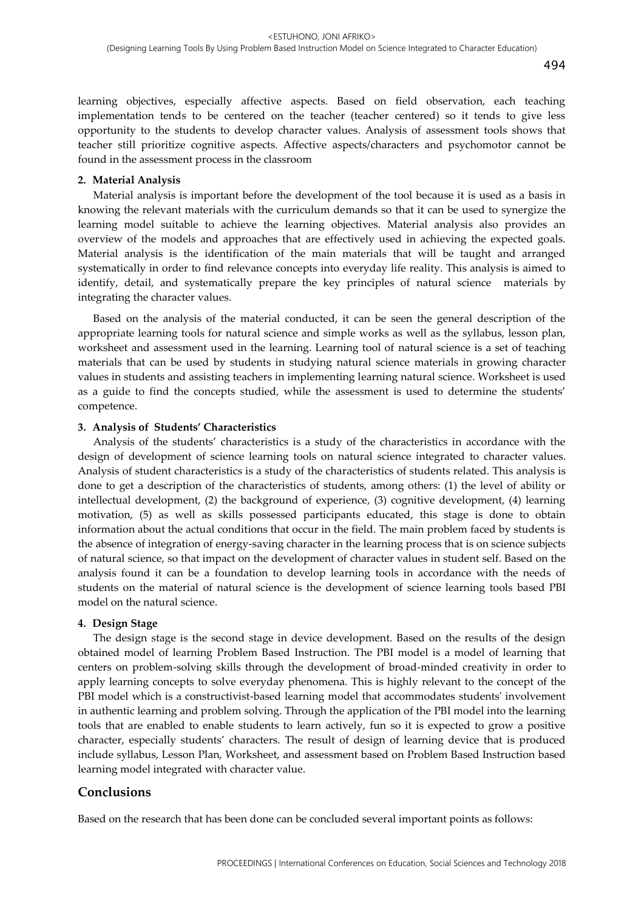learning objectives, especially affective aspects. Based on field observation, each teaching implementation tends to be centered on the teacher (teacher centered) so it tends to give less opportunity to the students to develop character values. Analysis of assessment tools shows that teacher still prioritize cognitive aspects. Affective aspects/characters and psychomotor cannot be found in the assessment process in the classroom

**2. Material Analysis**

Material analysis is important before the development of the tool because it is used as a basis in knowing the relevant materials with the curriculum demands so that it can be used to synergize the learning model suitable to achieve the learning objectives. Material analysis also provides an overview of the models and approaches that are effectively used in achieving the expected goals. Material analysis is the identification of the main materials that will be taught and arranged systematically in order to find relevance concepts into everyday life reality. This analysis is aimed to identify, detail, and systematically prepare the key principles of natural science materials by integrating the character values.

Based on the analysis of the material conducted, it can be seen the general description of the appropriate learning tools for natural science and simple works as well as the syllabus, lesson plan, worksheet and assessment used in the learning. Learning tool of natural science is a set of teaching materials that can be used by students in studying natural science materials in growing character values in students and assisting teachers in implementing learning natural science. Worksheet is used as a guide to find the concepts studied, while the assessment is used to determine the students' competence.

**3. Analysis of Students' Characteristics**

Analysis of the students' characteristics is a study of the characteristics in accordance with the design of development of science learning tools on natural science integrated to character values. Analysis of student characteristics is a study of the characteristics of students related. This analysis is done to get a description of the characteristics of students, among others: (1) the level of ability or intellectual development, (2) the background of experience, (3) cognitive development, (4) learning motivation, (5) as well as skills possessed participants educated, this stage is done to obtain information about the actual conditions that occur in the field. The main problem faced by students is the absence of integration of energy-saving character in the learning process that is on science subjects of natural science, so that impact on the development of character values in student self. Based on the analysis found it can be a foundation to develop learning tools in accordance with the needs of students on the material of natural science is the development of science learning tools based PBI model on the natural science.

**4. Design Stage**

The design stage is the second stage in device development. Based on the results of the design obtained model of learning Problem Based Instruction. The PBI model is a model of learning that centers on problem-solving skills through the development of broad-minded creativity in order to apply learning concepts to solve everyday phenomena. This is highly relevant to the concept of the PBI model which is a constructivist-based learning model that accommodates students' involvement in authentic learning and problem solving. Through the application of the PBI model into the learning tools that are enabled to enable students to learn actively, fun so it is expected to grow a positive character, especially students' characters. The result of design of learning device that is produced include syllabus, Lesson Plan, Worksheet, and assessment based on Problem Based Instruction based learning model integrated with character value.

## Conclusions

Based on the research that has been done can be concluded several important points as follows: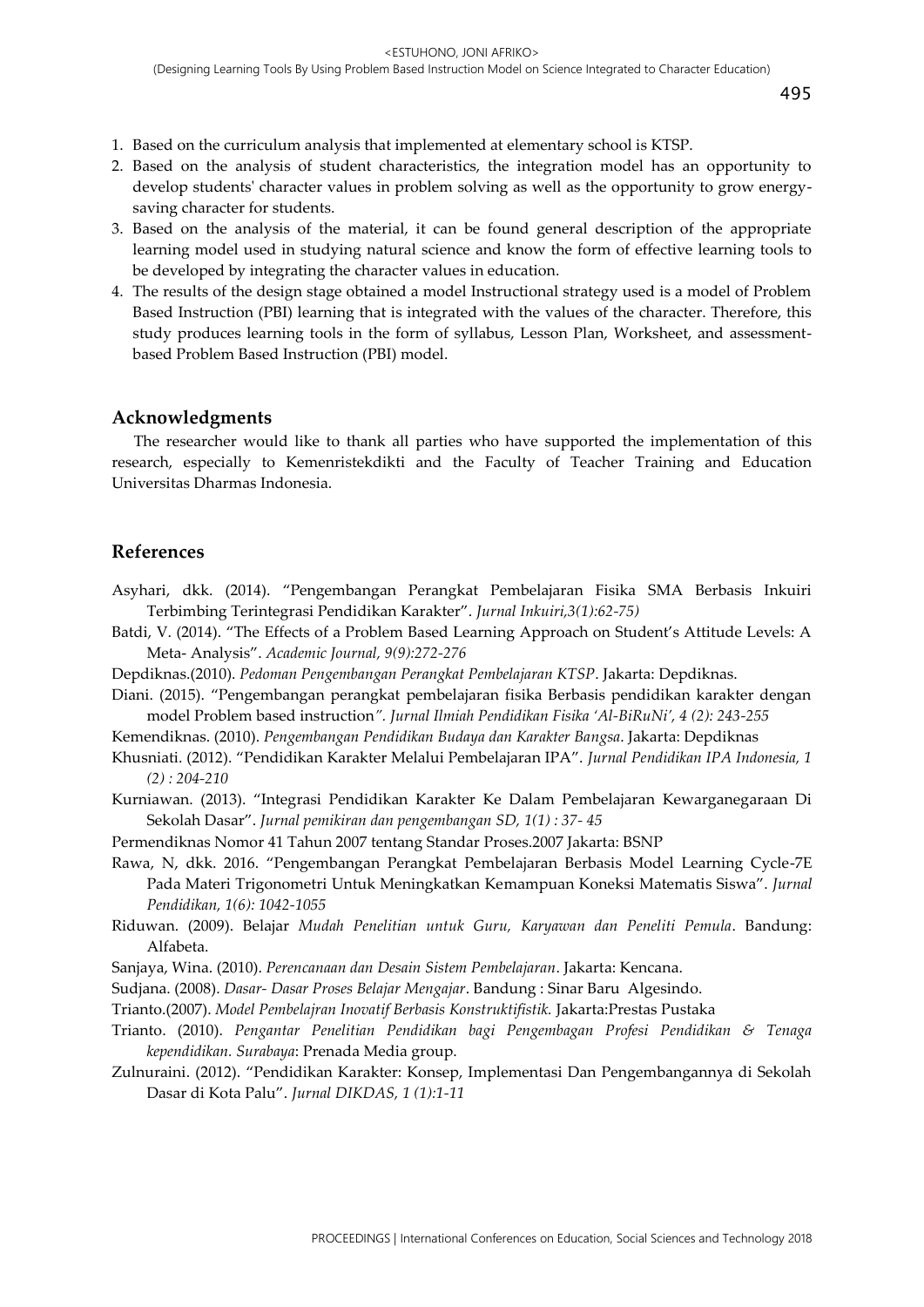1. Based on the curriculum analysis that implemented at elementary school is KTSP.
2. Based on the analysis of student characteristics, the integration model has an opportunity to develop students' character values in problem solving as well as the opportunity to grow energy-saving character for students.
3. Based on the analysis of the material, it can be found general description of the appropriate learning model used in studying natural science and know the form of effective learning tools to be developed by integrating the character values in education.
4. The results of the design stage obtained a model Instructional strategy used is a model of Problem Based Instruction (PBI) learning that is integrated with the values of the character. Therefore, this study produces learning tools in the form of syllabus, Lesson Plan, Worksheet, and assessment-based Problem Based Instruction (PBI) model.

## Acknowledgments

The researcher would like to thank all parties who have supported the implementation of this research, especially to Kemenristekdikti and the Faculty of Teacher Training and Education Universitas Dharmas Indonesia.

## References

Asyhari, dkk. (2014). "Pengembangan Perangkat Pembelajaran Fisika SMA Berbasis Inkuiri Terbimbing Terintegrasi Pendidikan Karakter". *Jurnal Inkuiri,3(1):62-75)*

Batdi, V. (2014). "The Effects of a Problem Based Learning Approach on Student's Attitude Levels: A Meta- Analysis". *Academic Journal, 9(9):272-276*

Depdiknas.(2010). *Pedoman Pengembangan Perangkat Pembelajaran KTSP*. Jakarta: Depdiknas.

Diani. (2015). "Pengembangan perangkat pembelajaran fisika Berbasis pendidikan karakter dengan model Problem based instruction*". Jurnal Ilmiah Pendidikan Fisika 'Al-BiRuNi', 4 (2): 243-255*

Kemendiknas. (2010). *Pengembangan Pendidikan Budaya dan Karakter Bangsa*. Jakarta: Depdiknas

Khusniati. (2012). "Pendidikan Karakter Melalui Pembelajaran IPA". *Jurnal Pendidikan IPA Indonesia, 1 (2) : 204-210*

Kurniawan. (2013). "Integrasi Pendidikan Karakter Ke Dalam Pembelajaran Kewarganegaraan Di Sekolah Dasar". *Jurnal pemikiran dan pengembangan SD, 1(1) : 37- 45*

Permendiknas Nomor 41 Tahun 2007 tentang Standar Proses.2007 Jakarta: BSNP

Rawa, N, dkk. 2016. "Pengembangan Perangkat Pembelajaran Berbasis Model Learning Cycle-7E Pada Materi Trigonometri Untuk Meningkatkan Kemampuan Koneksi Matematis Siswa". *Jurnal Pendidikan, 1(6): 1042-1055*

Riduwan. (2009). Belajar *Mudah Penelitian untuk Guru, Karyawan dan Peneliti Pemula*. Bandung: Alfabeta.

Sanjaya, Wina. (2010). *Perencanaan dan Desain Sistem Pembelajaran*. Jakarta: Kencana.

Sudjana. (2008). *Dasar- Dasar Proses Belajar Mengajar*. Bandung : Sinar Baru Algesindo.

Trianto.(2007). *Model Pembelajran Inovatif Berbasis Konstruktifistik.* Jakarta:Prestas Pustaka

Trianto. (2010). *Pengantar Penelitian Pendidikan bagi Pengembagan Profesi Pendidikan & Tenaga kependidikan. Surabaya*: Prenada Media group.

Zulnuraini. (2012). "Pendidikan Karakter: Konsep, Implementasi Dan Pengembangannya di Sekolah Dasar di Kota Palu". *Jurnal DIKDAS, 1 (1):1-11*